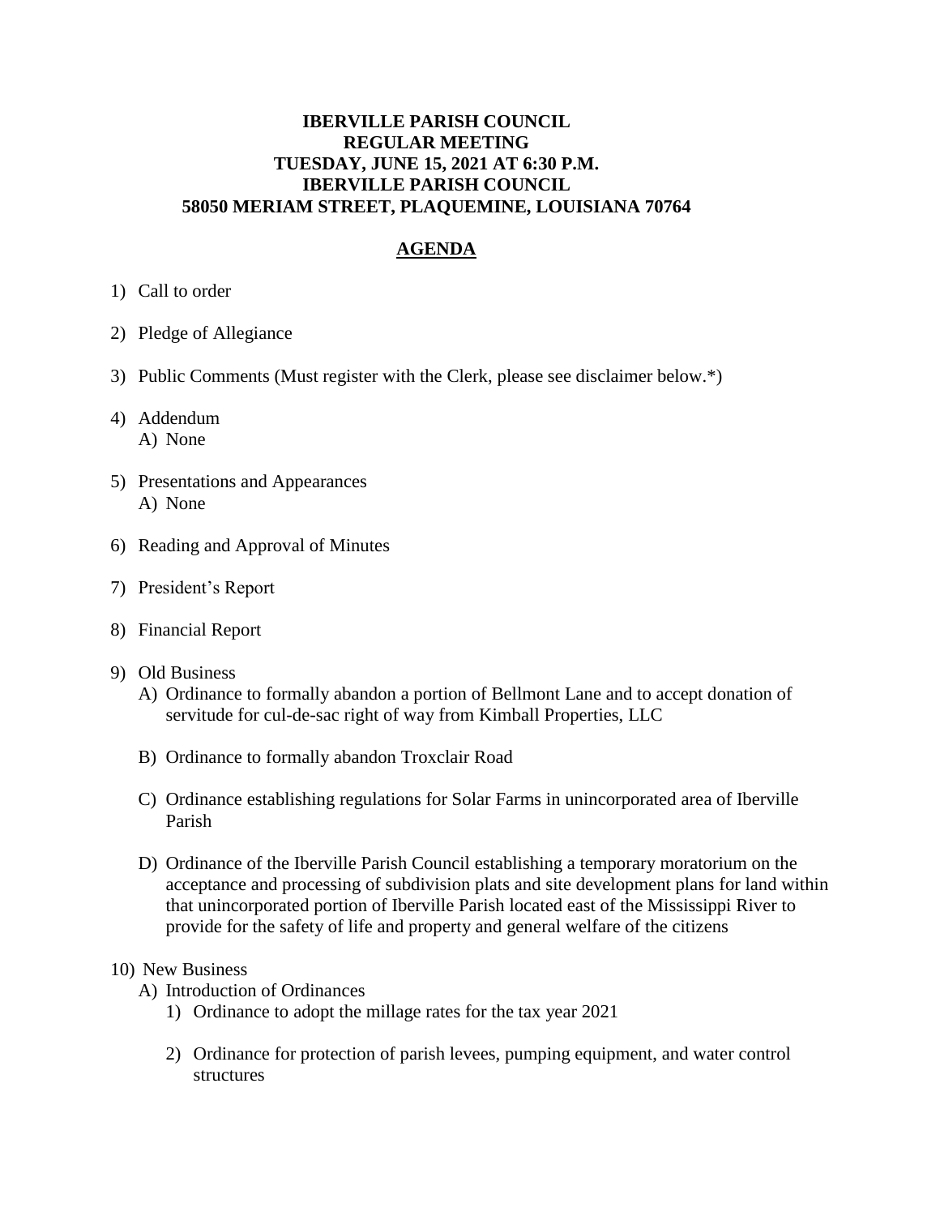**IBERVILLE PARISH COUNCIL**
**REGULAR MEETING**
**TUESDAY, JUNE 15, 2021 AT 6:30 P.M.**
**IBERVILLE PARISH COUNCIL**
**58050 MERIAM STREET, PLAQUEMINE, LOUISIANA 70764**

## AGENDA

1) Call to order

2) Pledge of Allegiance

3) Public Comments (Must register with the Clerk, please see disclaimer below.*)

4) Addendum
   A) None

5) Presentations and Appearances
   A) None

6) Reading and Approval of Minutes

7) President's Report

8) Financial Report

9) Old Business
   A) Ordinance to formally abandon a portion of Bellmont Lane and to accept donation of servitude for cul-de-sac right of way from Kimball Properties, LLC

   B) Ordinance to formally abandon Troxclair Road

   C) Ordinance establishing regulations for Solar Farms in unincorporated area of Iberville Parish

   D) Ordinance of the Iberville Parish Council establishing a temporary moratorium on the acceptance and processing of subdivision plats and site development plans for land within that unincorporated portion of Iberville Parish located east of the Mississippi River to provide for the safety of life and property and general welfare of the citizens

10) New Business
    A) Introduction of Ordinances
       1) Ordinance to adopt the millage rates for the tax year 2021

       2) Ordinance for protection of parish levees, pumping equipment, and water control structures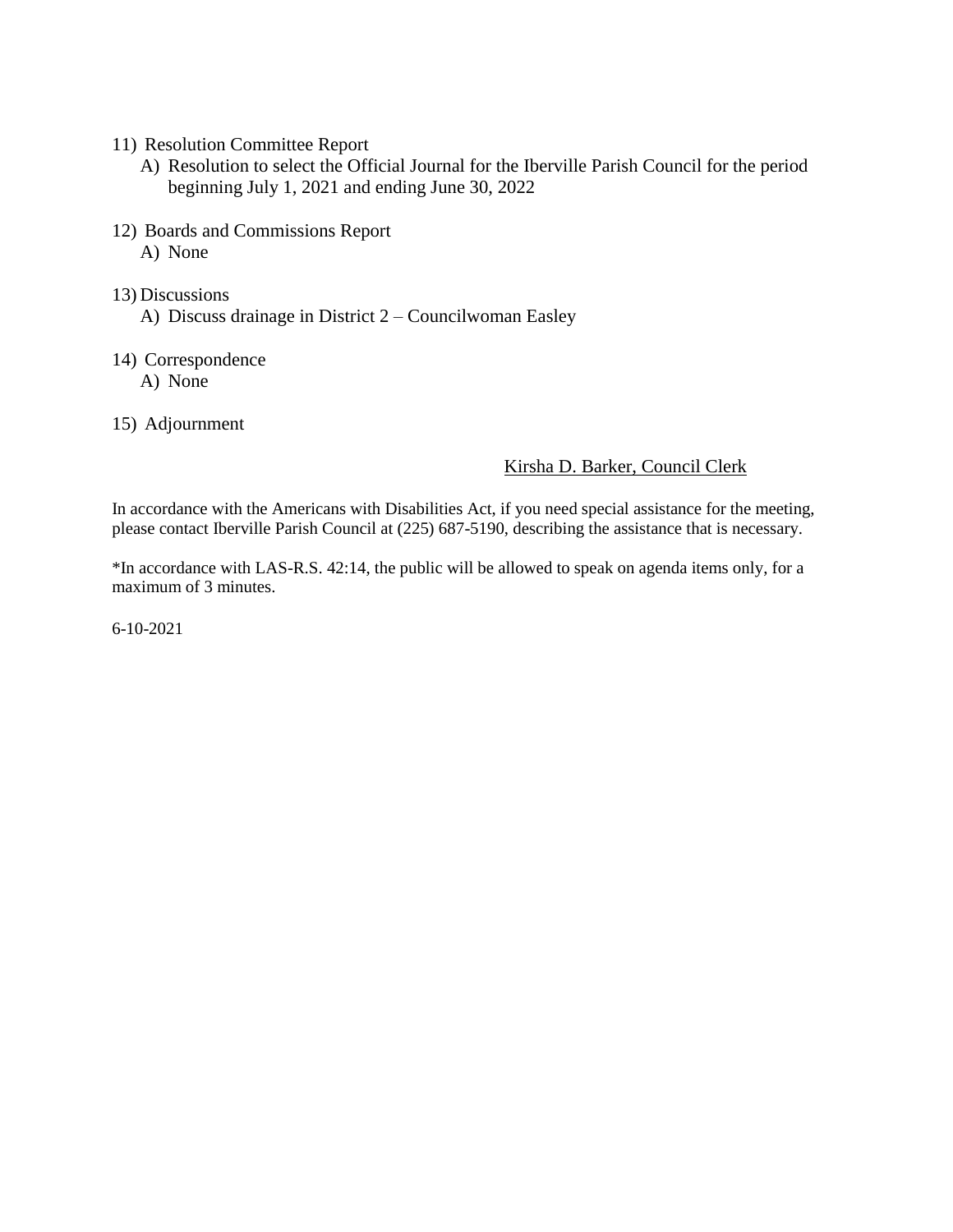11) Resolution Committee Report
   A) Resolution to select the Official Journal for the Iberville Parish Council for the period beginning July 1, 2021 and ending June 30, 2022

12) Boards and Commissions Report
   A) None

13) Discussions
   A) Discuss drainage in District 2 – Councilwoman Easley

14) Correspondence
   A) None

15) Adjournment

Kirsha D. Barker, Council Clerk

In accordance with the Americans with Disabilities Act, if you need special assistance for the meeting, please contact Iberville Parish Council at (225) 687-5190, describing the assistance that is necessary.

*In accordance with LAS-R.S. 42:14, the public will be allowed to speak on agenda items only, for a maximum of 3 minutes.

6-10-2021